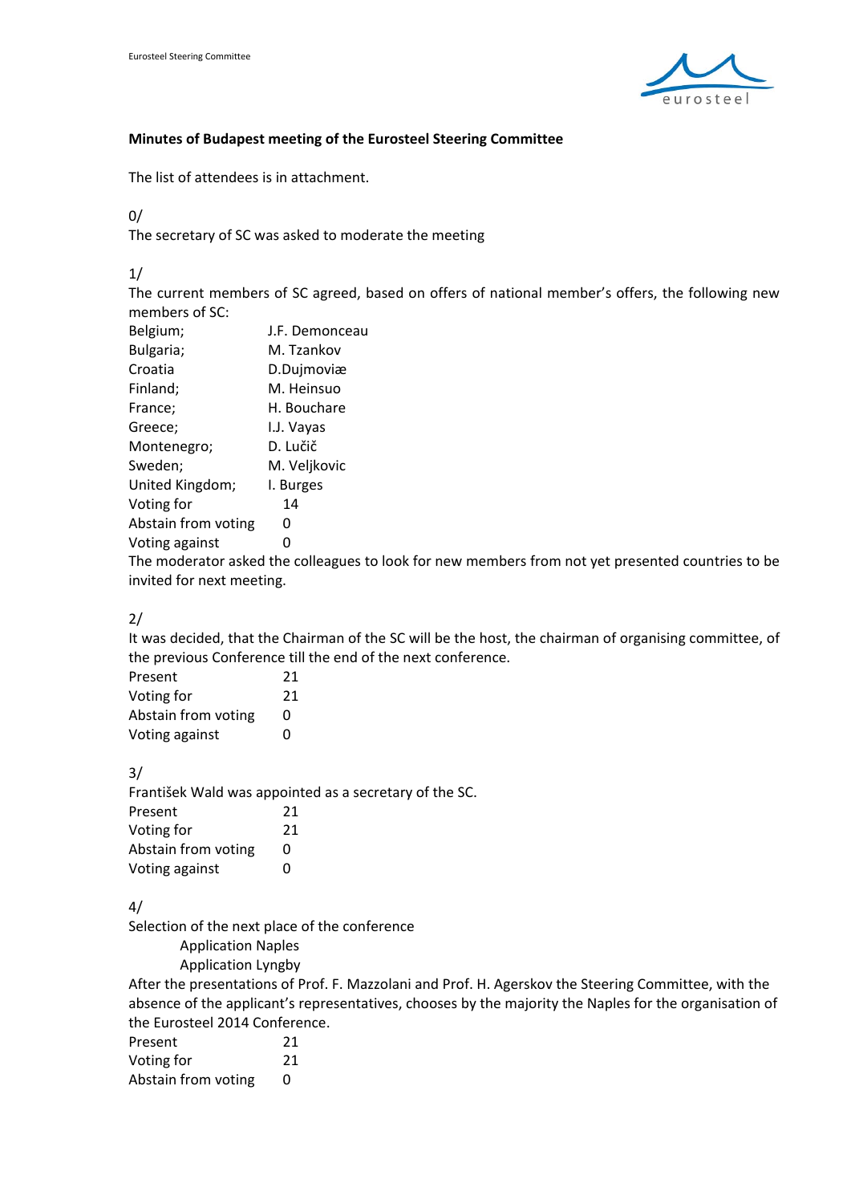**Minutes of Budapest meeting of the Eurosteel Steering Committee**

The list of attendees is in attachment.

0/

The secretary of SC was asked to moderate the meeting

1/

The current members of SC agreed, based on offers of national member's offers, the following new members of SC:

| | |
|---|---|
| Belgium; | J.F. Demonceau |
| Bulgaria; | M. Tzankov |
| Croatia | D.Dujmoviæ |
| Finland; | M. Heinsuo |
| France; | H. Bouchare |
| Greece; | I.J. Vayas |
| Montenegro; | D. Lučič |
| Sweden; | M. Veljkovic |
| United Kingdom; | I. Burges |
| Voting for | 14 |
| Abstain from voting | 0 |
| Voting against | 0 |

The moderator asked the colleagues to look for new members from not yet presented countries to be invited for next meeting.

2/

It was decided, that the Chairman of the SC will be the host, the chairman of organising committee, of the previous Conference till the end of the next conference.

| | |
|---|---|
| Present | 21 |
| Voting for | 21 |
| Abstain from voting | 0 |
| Voting against | 0 |

3/

František Wald was appointed as a secretary of the SC.

| | |
|---|---|
| Present | 21 |
| Voting for | 21 |
| Abstain from voting | 0 |
| Voting against | 0 |

4/

Selection of the next place of the conference

Application Naples

Application Lyngby

After the presentations of Prof. F. Mazzolani and Prof. H. Agerskov the Steering Committee, with the absence of the applicant's representatives, chooses by the majority the Naples for the organisation of the Eurosteel 2014 Conference.

| | |
|---|---|
| Present | 21 |
| Voting for | 21 |
| Abstain from voting | 0 |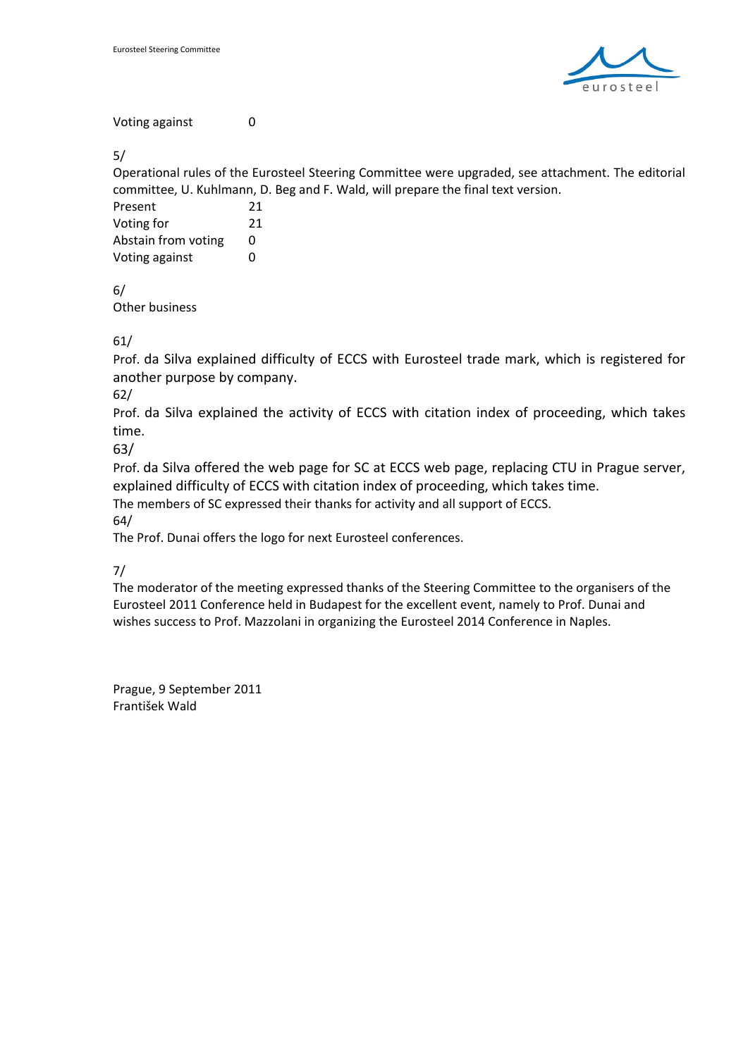| | |
|---|---|
| Voting against | 0 |

5/
Operational rules of the Eurosteel Steering Committee were upgraded, see attachment. The editorial committee, U. Kuhlmann, D. Beg and F. Wald, will prepare the final text version.

| | |
|---|---|
| Present | 21 |
| Voting for | 21 |
| Abstain from voting | 0 |
| Voting against | 0 |

6/
Other business

61/
Prof. da Silva explained difficulty of ECCS with Eurosteel trade mark, which is registered for another purpose by company.

62/
Prof. da Silva explained the activity of ECCS with citation index of proceeding, which takes time.

63/
Prof. da Silva offered the web page for SC at ECCS web page, replacing CTU in Prague server, explained difficulty of ECCS with citation index of proceeding, which takes time.
The members of SC expressed their thanks for activity and all support of ECCS.

64/
The Prof. Dunai offers the logo for next Eurosteel conferences.

7/
The moderator of the meeting expressed thanks of the Steering Committee to the organisers of the Eurosteel 2011 Conference held in Budapest for the excellent event, namely to Prof. Dunai and wishes success to Prof. Mazzolani in organizing the Eurosteel 2014 Conference in Naples.

Prague, 9 September 2011
František Wald